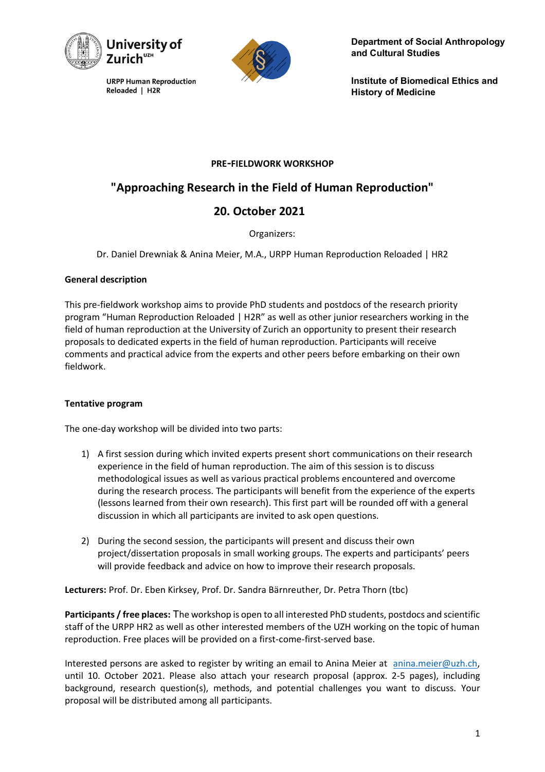University of Zurich[UZH]

URPP Human Reproduction Reloaded | H2R

Department of Social Anthropology and Cultural Studies

Institute of Biomedical Ethics and History of Medicine

**PRE-FIELDWORK WORKSHOP**

## "Approaching Research in the Field of Human Reproduction"

## 20. October 2021

Organizers:

Dr. Daniel Drewniak & Anina Meier, M.A., URPP Human Reproduction Reloaded | HR2

**General description**

This pre-fieldwork workshop aims to provide PhD students and postdocs of the research priority program “Human Reproduction Reloaded | H2R” as well as other junior researchers working in the field of human reproduction at the University of Zurich an opportunity to present their research proposals to dedicated experts in the field of human reproduction. Participants will receive comments and practical advice from the experts and other peers before embarking on their own fieldwork.

**Tentative program**

The one-day workshop will be divided into two parts:

1) A first session during which invited experts present short communications on their research experience in the field of human reproduction. The aim of this session is to discuss methodological issues as well as various practical problems encountered and overcome during the research process. The participants will benefit from the experience of the experts (lessons learned from their own research). This first part will be rounded off with a general discussion in which all participants are invited to ask open questions.

2) During the second session, the participants will present and discuss their own project/dissertation proposals in small working groups. The experts and participants’ peers will provide feedback and advice on how to improve their research proposals.

**Lecturers:** Prof. Dr. Eben Kirksey, Prof. Dr. Sandra Bärnreuther, Dr. Petra Thorn (tbc)

**Participants / free places:** The workshop is open to all interested PhD students, postdocs and scientific staff of the URPP HR2 as well as other interested members of the UZH working on the topic of human reproduction. Free places will be provided on a first-come-first-served base.

Interested persons are asked to register by writing an email to Anina Meier at anina.meier@uzh.ch, until 10. October 2021. Please also attach your research proposal (approx. 2-5 pages), including background, research question(s), methods, and potential challenges you want to discuss. Your proposal will be distributed among all participants.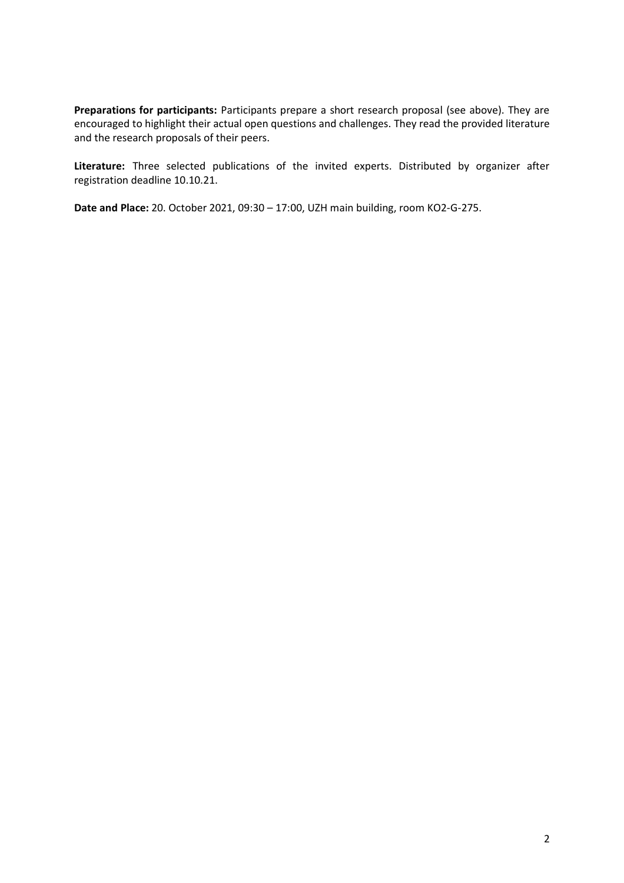**Preparations for participants:** Participants prepare a short research proposal (see above). They are encouraged to highlight their actual open questions and challenges. They read the provided literature and the research proposals of their peers.

**Literature:** Three selected publications of the invited experts. Distributed by organizer after registration deadline 10.10.21.

**Date and Place:** 20. October 2021, 09:30 – 17:00, UZH main building, room KO2-G-275.